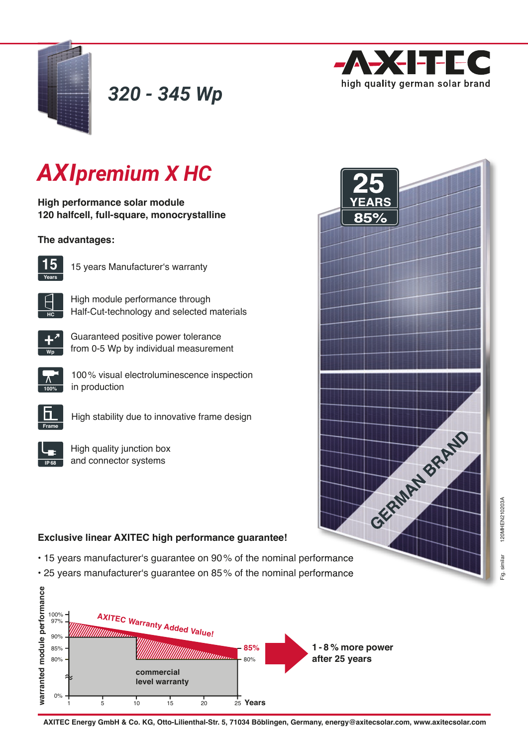# 320 - 345 Wp

AXITEC
high quality german solar brand

## AXIpremium X HC

**High performance solar module**
**120 halfcell, full-square, monocrystalline**

**The advantages:**

- 15 years Manufacturer's warranty
- High module performance through Half-Cut-technology and selected materials
- Guaranteed positive power tolerance from 0-5 Wp by individual measurement
- 100 % visual electroluminescence inspection in production
- High stability due to innovative frame design
- High quality junction box and connector systems

25 YEARS 85%

GERMAN BRAND

**Exclusive linear AXITEC high performance guarantee!**

- 15 years manufacturer's guarantee on 90 % of the nominal performance
- 25 years manufacturer's guarantee on 85 % of the nominal performance

AXITEC Warranty Added Value!

commercial level warranty

**1 - 8 % more power after 25 years**

Fig. similar 120MHEN210203A

**AXITEC Energy GmbH & Co. KG, Otto-Lilienthal-Str. 5, 71034 Böblingen, Germany, energy@axitecsolar.com, www.axitecsolar.com**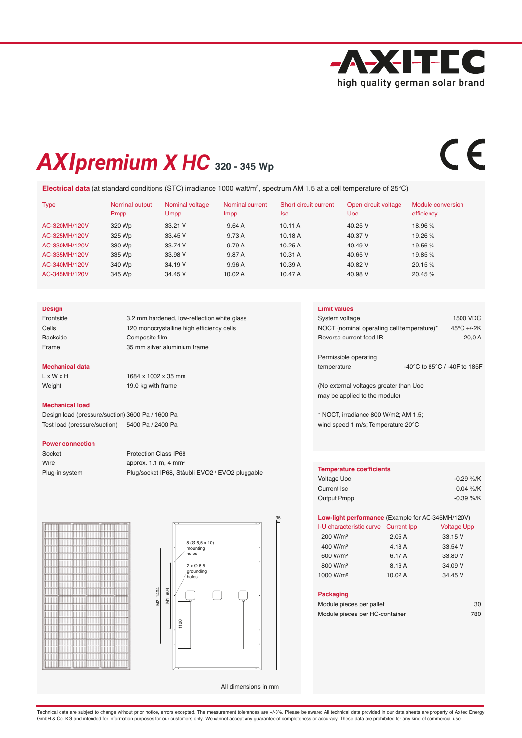AXITEC

high quality german solar brand

# AXIpremium X HC 320 - 345 Wp

**Electrical data** (at standard conditions (STC) irradiance 1000 watt/m², spectrum AM 1.5 at a cell temperature of 25°C)

| Type | Nominal output Pmpp | Nominal voltage Umpp | Nominal current Impp | Short circuit current Isc | Open circuit voltage Uoc | Module conversion efficiency |
|---|---|---|---|---|---|---|
| AC-320MH/120V | 320 Wp | 33.21 V | 9.64 A | 10.11 A | 40.25 V | 18.96 % |
| AC-325MH/120V | 325 Wp | 33.45 V | 9.73 A | 10.18 A | 40.37 V | 19.26 % |
| AC-330MH/120V | 330 Wp | 33.74 V | 9.79 A | 10.25 A | 40.49 V | 19.56 % |
| AC-335MH/120V | 335 Wp | 33.98 V | 9.87 A | 10.31 A | 40.65 V | 19.85 % |
| AC-340MH/120V | 340 Wp | 34.19 V | 9.96 A | 10.39 A | 40.82 V | 20.15 % |
| AC-345MH/120V | 345 Wp | 34.45 V | 10.02 A | 10.47 A | 40.98 V | 20.45 % |

## Design

| | |
|---|---|
| Frontside | 3.2 mm hardened, low-reflection white glass |
| Cells | 120 monocrystalline high efficiency cells |
| Backside | Composite film |
| Frame | 35 mm silver aluminium frame |

## Mechanical data

| | |
|---|---|
| L x W x H | 1684 x 1002 x 35 mm |
| Weight | 19.0 kg with frame |

## Mechanical load

| | |
|---|---|
| Design load (pressure/suction) | 3600 Pa / 1600 Pa |
| Test load (pressure/suction) | 5400 Pa / 2400 Pa |

## Power connection

| | |
|---|---|
| Socket | Protection Class IP68 |
| Wire | approx. 1.1 m, 4 mm² |
| Plug-in system | Plug/socket IP68, Stäubli EVO2 / EVO2 pluggable |

35

8 (Ø 6,5 x 10) mounting holes

2 x Ø 6,5 grounding holes

M2 1404

M1 904

1100

All dimensions in mm

## Limit values

| | |
|---|---|
| System voltage | 1500 VDC |
| NOCT (nominal operating cell temperature)* | 45°C +/-2K |
| Reverse current feed IR | 20,0 A |
| Permissible operating temperature | -40°C to 85°C / -40F to 185F |

(No external voltages greater than Uoc may be applied to the module)

* NOCT, irradiance 800 W/m2; AM 1.5; wind speed 1 m/s; Temperature 20°C

## Temperature coefficients

| | |
|---|---|
| Voltage Uoc | -0.29 %/K |
| Current Isc | 0.04 %/K |
| Output Pmpp | -0.39 %/K |

## Low-light performance (Example for AC-345MH/120V)

| I-U characteristic curve | Current Ipp | Voltage Upp |
|---|---|---|
| 200 W/m² | 2.05 A | 33.15 V |
| 400 W/m² | 4.13 A | 33.54 V |
| 600 W/m² | 6.17 A | 33.80 V |
| 800 W/m² | 8.16 A | 34.09 V |
| 1000 W/m² | 10.02 A | 34.45 V |

## Packaging

| | |
|---|---|
| Module pieces per pallet | 30 |
| Module pieces per HC-container | 780 |

Technical data are subject to change without prior notice, errors excepted. The measurement tolerances are +/-3%. Please be aware: All technical data provided in our data sheets are property of Axitec Energy GmbH & Co. KG and intended for information purposes for our customers only. We cannot accept any guarantee of completeness or accuracy. These data are prohibited for any kind of commercial use.